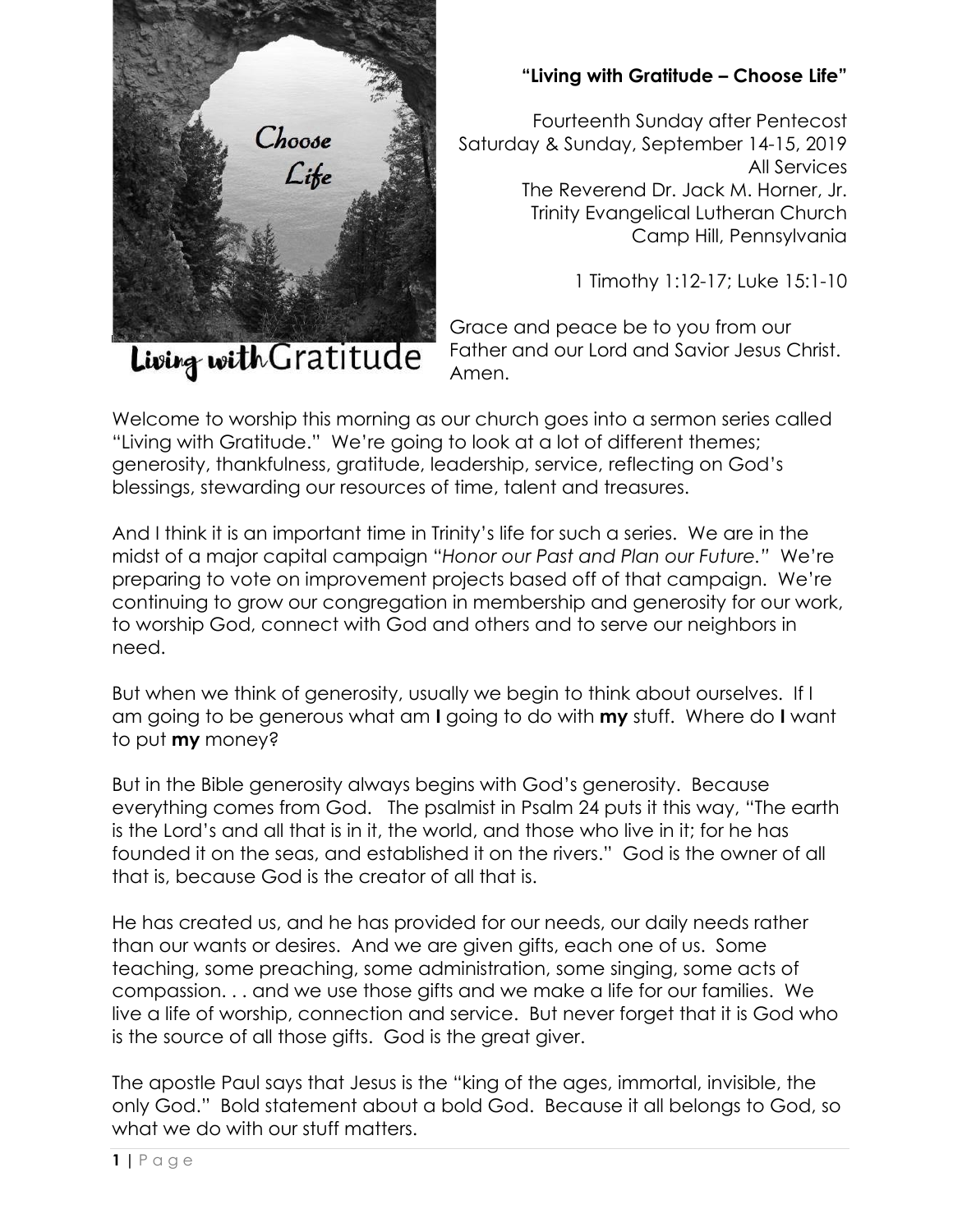# "Living with Gratitude – Choose Life"

Fourteenth Sunday after Pentecost
Saturday & Sunday, September 14-15, 2019
All Services
The Reverend Dr. Jack M. Horner, Jr.
Trinity Evangelical Lutheran Church
Camp Hill, Pennsylvania

1 Timothy 1:12-17; Luke 15:1-10

Grace and peace be to you from our Father and our Lord and Savior Jesus Christ. Amen.

Welcome to worship this morning as our church goes into a sermon series called "Living with Gratitude." We're going to look at a lot of different themes; generosity, thankfulness, gratitude, leadership, service, reflecting on God's blessings, stewarding our resources of time, talent and treasures.

And I think it is an important time in Trinity's life for such a series. We are in the midst of a major capital campaign "*Honor our Past and Plan our Future*." We're preparing to vote on improvement projects based off of that campaign. We're continuing to grow our congregation in membership and generosity for our work, to worship God, connect with God and others and to serve our neighbors in need.

But when we think of generosity, usually we begin to think about ourselves. If I am going to be generous what am **I** going to do with **my** stuff. Where do **I** want to put **my** money?

But in the Bible generosity always begins with God's generosity. Because everything comes from God. The psalmist in Psalm 24 puts it this way, "The earth is the Lord's and all that is in it, the world, and those who live in it; for he has founded it on the seas, and established it on the rivers." God is the owner of all that is, because God is the creator of all that is.

He has created us, and he has provided for our needs, our daily needs rather than our wants or desires. And we are given gifts, each one of us. Some teaching, some preaching, some administration, some singing, some acts of compassion. . . and we use those gifts and we make a life for our families. We live a life of worship, connection and service. But never forget that it is God who is the source of all those gifts. God is the great giver.

The apostle Paul says that Jesus is the "king of the ages, immortal, invisible, the only God." Bold statement about a bold God. Because it all belongs to God, so what we do with our stuff matters.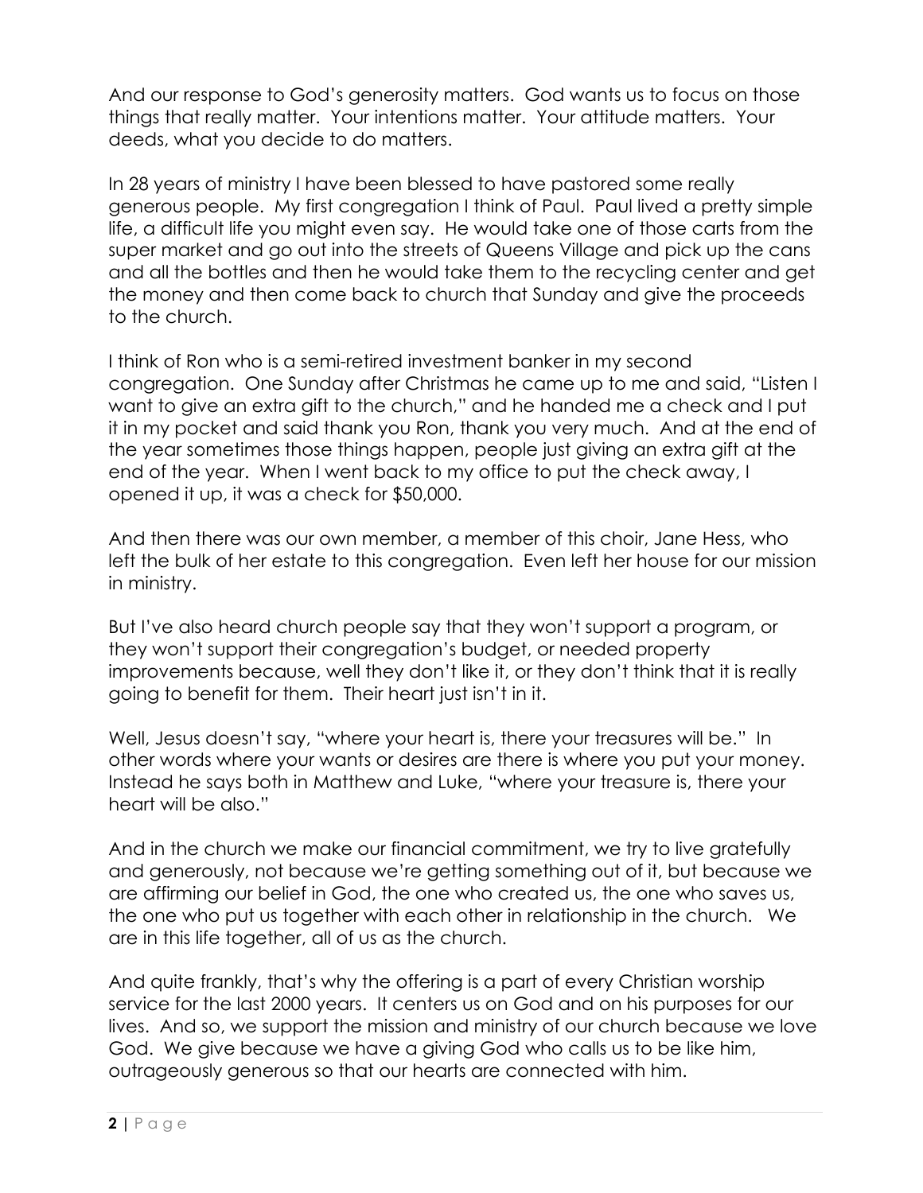And our response to God's generosity matters. God wants us to focus on those things that really matter. Your intentions matter. Your attitude matters. Your deeds, what you decide to do matters.

In 28 years of ministry I have been blessed to have pastored some really generous people. My first congregation I think of Paul. Paul lived a pretty simple life, a difficult life you might even say. He would take one of those carts from the super market and go out into the streets of Queens Village and pick up the cans and all the bottles and then he would take them to the recycling center and get the money and then come back to church that Sunday and give the proceeds to the church.

I think of Ron who is a semi-retired investment banker in my second congregation. One Sunday after Christmas he came up to me and said, "Listen I want to give an extra gift to the church," and he handed me a check and I put it in my pocket and said thank you Ron, thank you very much. And at the end of the year sometimes those things happen, people just giving an extra gift at the end of the year. When I went back to my office to put the check away, I opened it up, it was a check for $50,000.

And then there was our own member, a member of this choir, Jane Hess, who left the bulk of her estate to this congregation. Even left her house for our mission in ministry.

But I've also heard church people say that they won't support a program, or they won't support their congregation's budget, or needed property improvements because, well they don't like it, or they don't think that it is really going to benefit for them. Their heart just isn't in it.

Well, Jesus doesn't say, "where your heart is, there your treasures will be." In other words where your wants or desires are there is where you put your money. Instead he says both in Matthew and Luke, "where your treasure is, there your heart will be also."

And in the church we make our financial commitment, we try to live gratefully and generously, not because we're getting something out of it, but because we are affirming our belief in God, the one who created us, the one who saves us, the one who put us together with each other in relationship in the church. We are in this life together, all of us as the church.

And quite frankly, that's why the offering is a part of every Christian worship service for the last 2000 years. It centers us on God and on his purposes for our lives. And so, we support the mission and ministry of our church because we love God. We give because we have a giving God who calls us to be like him, outrageously generous so that our hearts are connected with him.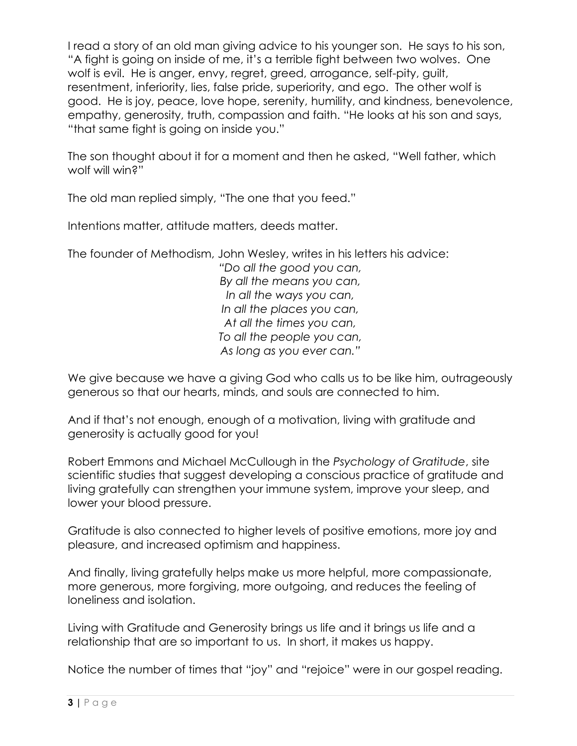I read a story of an old man giving advice to his younger son. He says to his son, "A fight is going on inside of me, it's a terrible fight between two wolves. One wolf is evil. He is anger, envy, regret, greed, arrogance, self-pity, guilt, resentment, inferiority, lies, false pride, superiority, and ego. The other wolf is good. He is joy, peace, love hope, serenity, humility, and kindness, benevolence, empathy, generosity, truth, compassion and faith. "He looks at his son and says, "that same fight is going on inside you."

The son thought about it for a moment and then he asked, "Well father, which wolf will win?"

The old man replied simply, "The one that you feed."

Intentions matter, attitude matters, deeds matter.

The founder of Methodism, John Wesley, writes in his letters his advice:

*"Do all the good you can,*
*By all the means you can,*
*In all the ways you can,*
*In all the places you can,*
*At all the times you can,*
*To all the people you can,*
*As long as you ever can."*

We give because we have a giving God who calls us to be like him, outrageously generous so that our hearts, minds, and souls are connected to him.

And if that's not enough, enough of a motivation, living with gratitude and generosity is actually good for you!

Robert Emmons and Michael McCullough in the *Psychology of Gratitude*, site scientific studies that suggest developing a conscious practice of gratitude and living gratefully can strengthen your immune system, improve your sleep, and lower your blood pressure.

Gratitude is also connected to higher levels of positive emotions, more joy and pleasure, and increased optimism and happiness.

And finally, living gratefully helps make us more helpful, more compassionate, more generous, more forgiving, more outgoing, and reduces the feeling of loneliness and isolation.

Living with Gratitude and Generosity brings us life and it brings us life and a relationship that are so important to us. In short, it makes us happy.

Notice the number of times that "joy" and "rejoice" were in our gospel reading.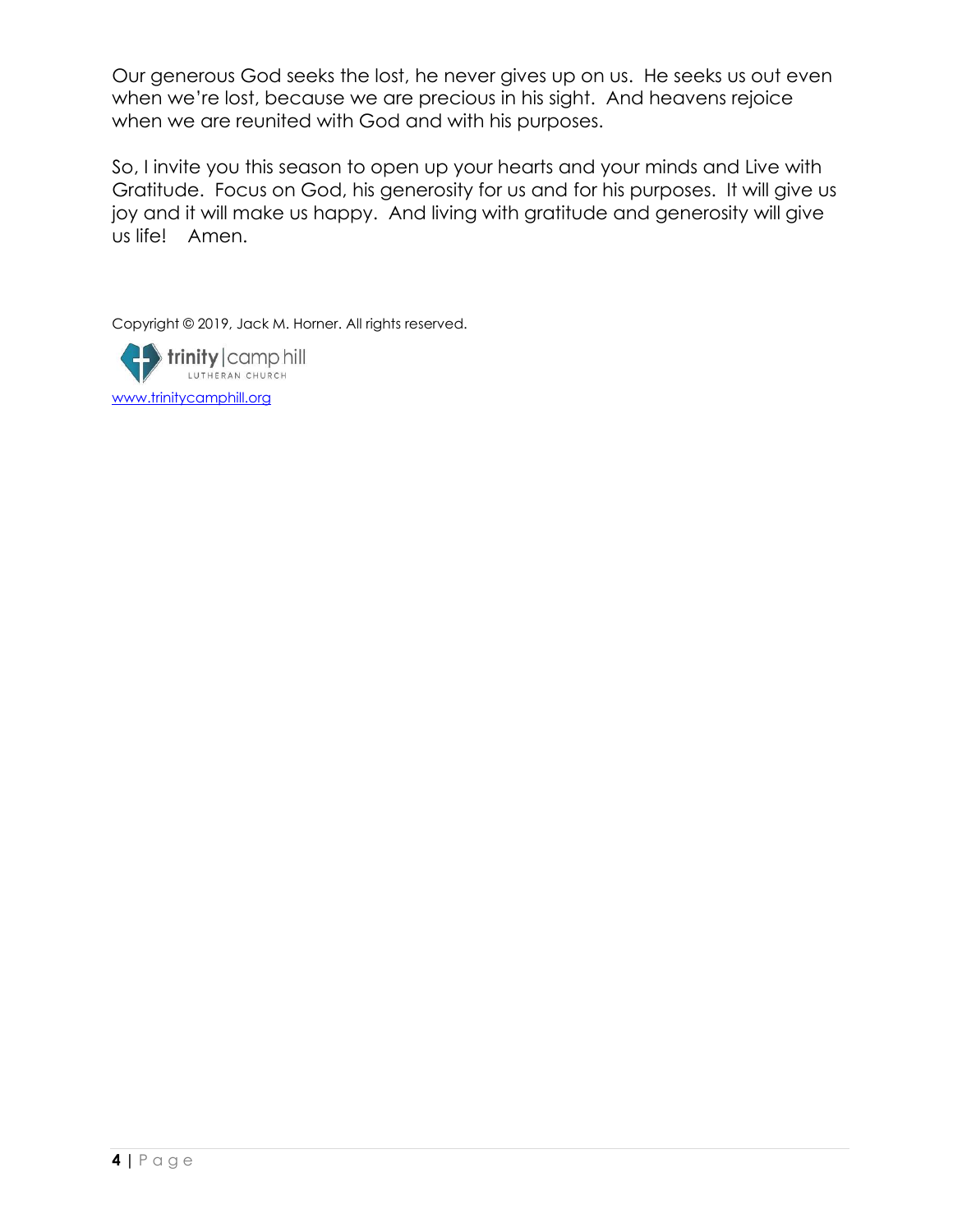Our generous God seeks the lost, he never gives up on us. He seeks us out even when we're lost, because we are precious in his sight. And heavens rejoice when we are reunited with God and with his purposes.

So, I invite you this season to open up your hearts and your minds and Live with Gratitude. Focus on God, his generosity for us and for his purposes. It will give us joy and it will make us happy. And living with gratitude and generosity will give us life! Amen.

Copyright © 2019, Jack M. Horner. All rights reserved.

trinity | camp hill
LUTHERAN CHURCH

www.trinitycamphill.org